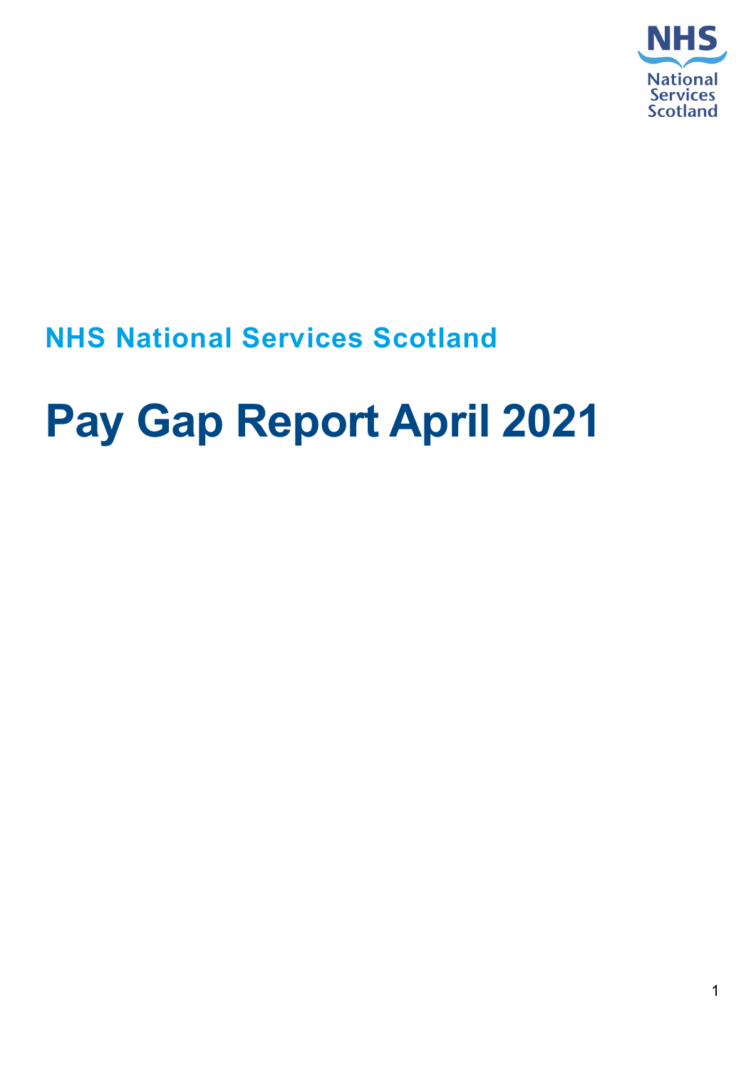NHS National Services Scotland

# NHS National Services Scotland

# Pay Gap Report April 2021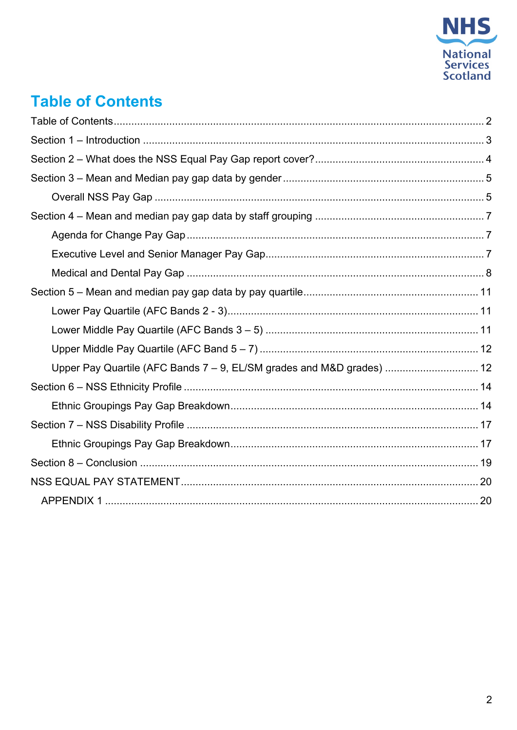# Table of Contents

Table of Contents ..... 2

Section 1 – Introduction ..... 3

Section 2 – What does the NSS Equal Pay Gap report cover? ..... 4

Section 3 – Mean and Median pay gap data by gender ..... 5

- Overall NSS Pay Gap ..... 5

Section 4 – Mean and median pay gap data by staff grouping ..... 7

- Agenda for Change Pay Gap ..... 7
- Executive Level and Senior Manager Pay Gap ..... 7
- Medical and Dental Pay Gap ..... 8

Section 5 – Mean and median pay gap data by pay quartile ..... 11

- Lower Pay Quartile (AFC Bands 2 - 3) ..... 11
- Lower Middle Pay Quartile (AFC Bands 3 – 5) ..... 11
- Upper Middle Pay Quartile (AFC Band 5 – 7) ..... 12
- Upper Pay Quartile (AFC Bands 7 – 9, EL/SM grades and M&D grades) ..... 12

Section 6 – NSS Ethnicity Profile ..... 14

- Ethnic Groupings Pay Gap Breakdown ..... 14

Section 7 – NSS Disability Profile ..... 17

- Ethnic Groupings Pay Gap Breakdown ..... 17

Section 8 – Conclusion ..... 19

NSS EQUAL PAY STATEMENT ..... 20

APPENDIX 1 ..... 20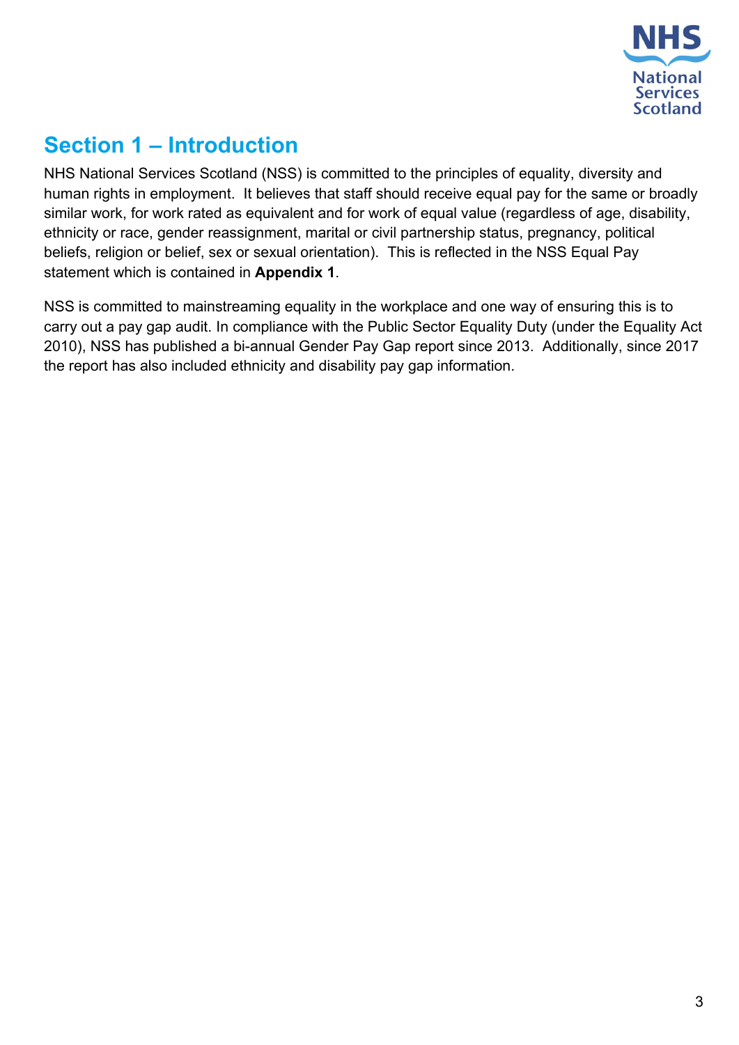# Section 1 – Introduction

NHS National Services Scotland (NSS) is committed to the principles of equality, diversity and human rights in employment. It believes that staff should receive equal pay for the same or broadly similar work, for work rated as equivalent and for work of equal value (regardless of age, disability, ethnicity or race, gender reassignment, marital or civil partnership status, pregnancy, political beliefs, religion or belief, sex or sexual orientation). This is reflected in the NSS Equal Pay statement which is contained in **Appendix 1**.

NSS is committed to mainstreaming equality in the workplace and one way of ensuring this is to carry out a pay gap audit. In compliance with the Public Sector Equality Duty (under the Equality Act 2010), NSS has published a bi-annual Gender Pay Gap report since 2013. Additionally, since 2017 the report has also included ethnicity and disability pay gap information.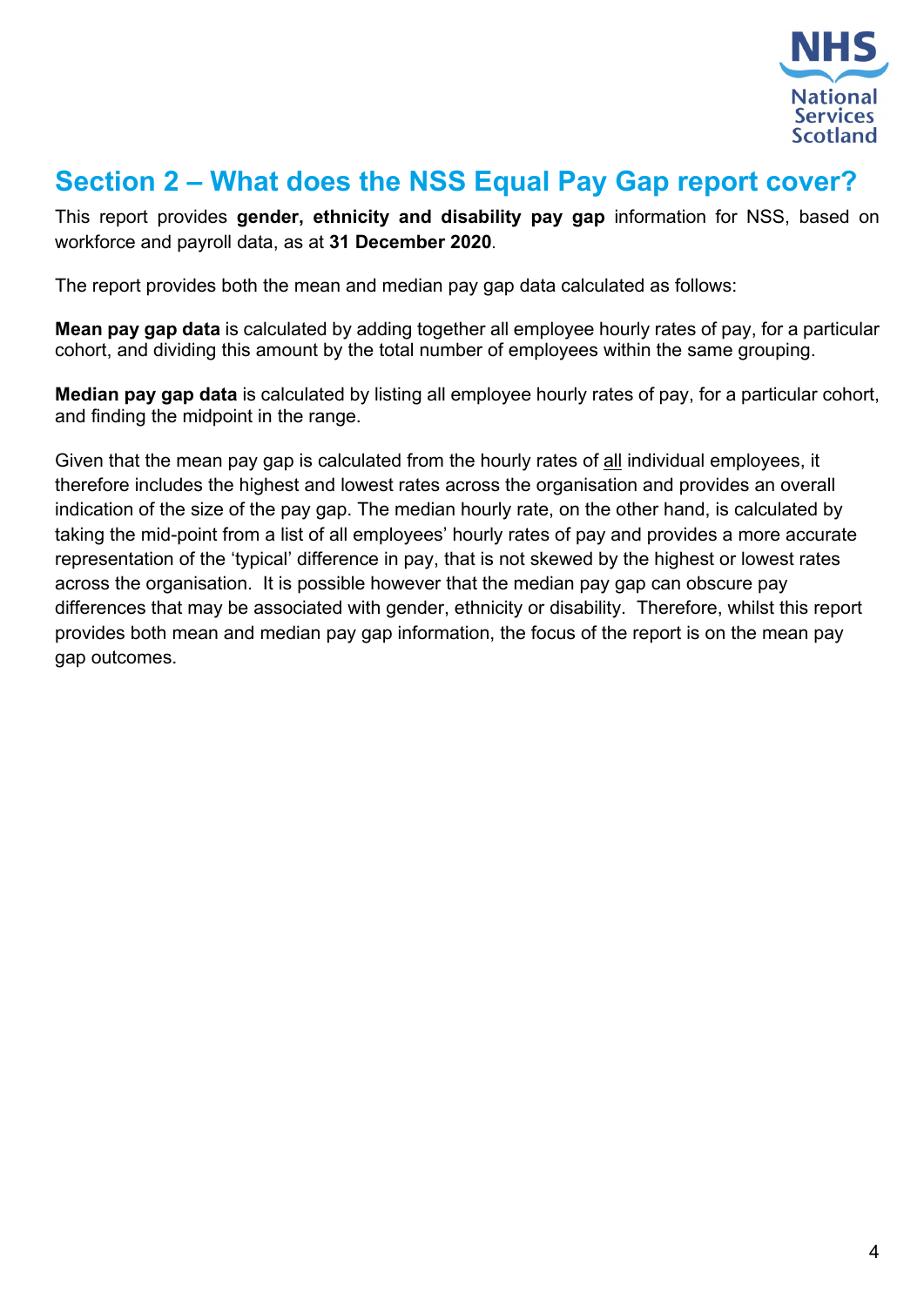## Section 2 – What does the NSS Equal Pay Gap report cover?

This report provides **gender, ethnicity and disability pay gap** information for NSS, based on workforce and payroll data, as at **31 December 2020**.

The report provides both the mean and median pay gap data calculated as follows:

**Mean pay gap data** is calculated by adding together all employee hourly rates of pay, for a particular cohort, and dividing this amount by the total number of employees within the same grouping.

**Median pay gap data** is calculated by listing all employee hourly rates of pay, for a particular cohort, and finding the midpoint in the range.

Given that the mean pay gap is calculated from the hourly rates of all individual employees, it therefore includes the highest and lowest rates across the organisation and provides an overall indication of the size of the pay gap. The median hourly rate, on the other hand, is calculated by taking the mid-point from a list of all employees' hourly rates of pay and provides a more accurate representation of the 'typical' difference in pay, that is not skewed by the highest or lowest rates across the organisation. It is possible however that the median pay gap can obscure pay differences that may be associated with gender, ethnicity or disability. Therefore, whilst this report provides both mean and median pay gap information, the focus of the report is on the mean pay gap outcomes.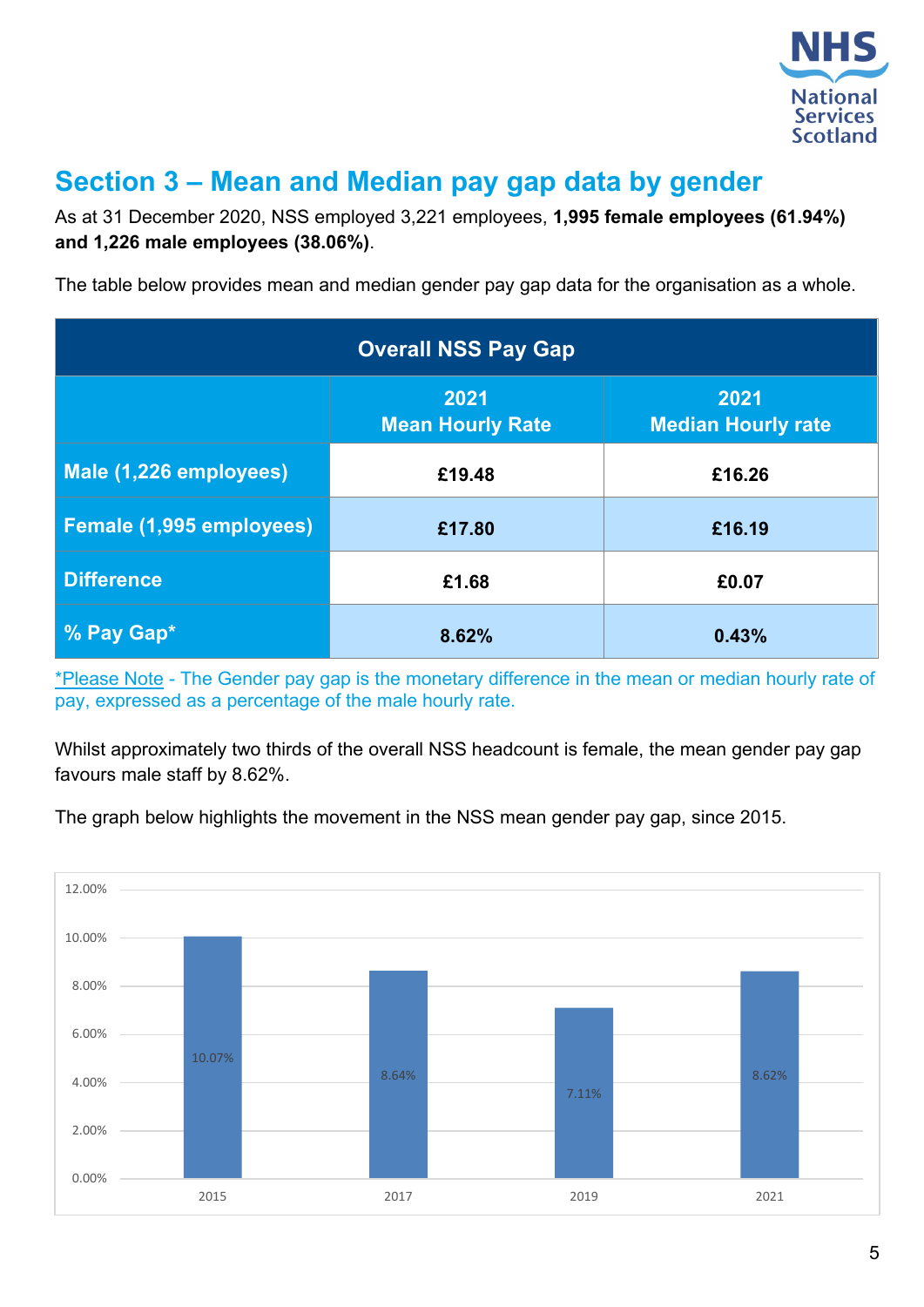## Section 3 – Mean and Median pay gap data by gender

As at 31 December 2020, NSS employed 3,221 employees, **1,995 female employees (61.94%) and 1,226 male employees (38.06%)**.

The table below provides mean and median gender pay gap data for the organisation as a whole.

| Overall NSS Pay Gap | | |
|---|---|---|
| | **2021 Mean Hourly Rate** | **2021 Median Hourly rate** |
| **Male (1,226 employees)** | **£19.48** | **£16.26** |
| **Female (1,995 employees)** | **£17.80** | **£16.19** |
| **Difference** | **£1.68** | **£0.07** |
| **% Pay Gap*** | **8.62%** | **0.43%** |

*Please Note - The Gender pay gap is the monetary difference in the mean or median hourly rate of pay, expressed as a percentage of the male hourly rate.

Whilst approximately two thirds of the overall NSS headcount is female, the mean gender pay gap favours male staff by 8.62%.

The graph below highlights the movement in the NSS mean gender pay gap, since 2015.

| Year | Mean gender pay gap |
|---|---|
| 2015 | 10.07% |
| 2017 | 8.64% |
| 2019 | 7.11% |
| 2021 | 8.62% |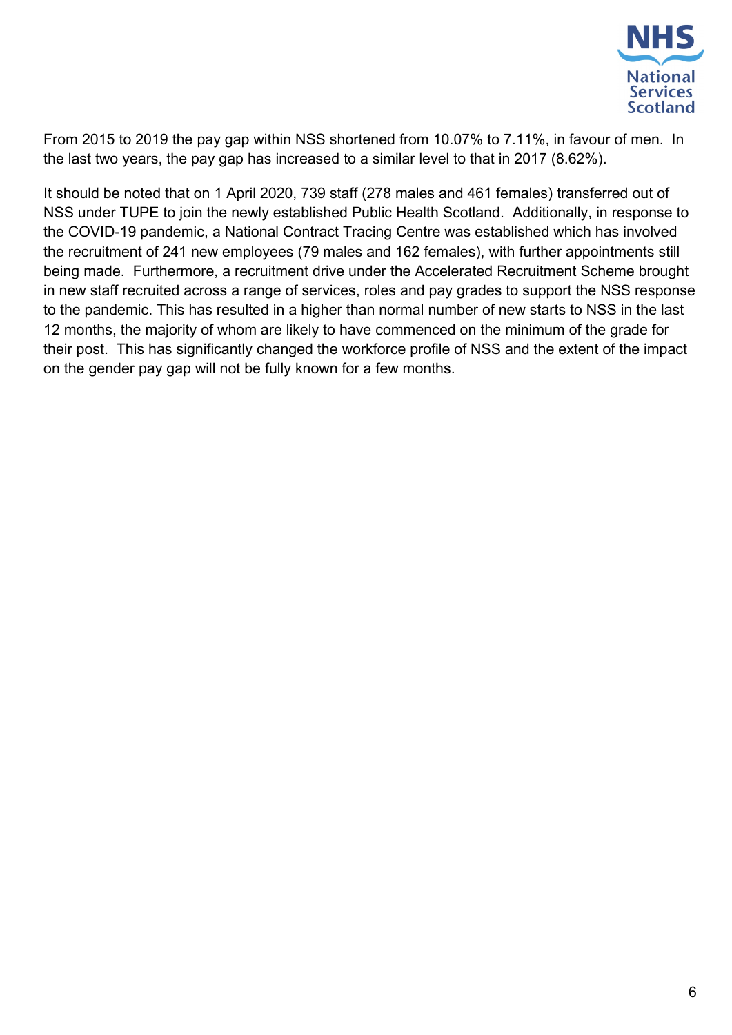From 2015 to 2019 the pay gap within NSS shortened from 10.07% to 7.11%, in favour of men. In the last two years, the pay gap has increased to a similar level to that in 2017 (8.62%).

It should be noted that on 1 April 2020, 739 staff (278 males and 461 females) transferred out of NSS under TUPE to join the newly established Public Health Scotland. Additionally, in response to the COVID-19 pandemic, a National Contract Tracing Centre was established which has involved the recruitment of 241 new employees (79 males and 162 females), with further appointments still being made. Furthermore, a recruitment drive under the Accelerated Recruitment Scheme brought in new staff recruited across a range of services, roles and pay grades to support the NSS response to the pandemic. This has resulted in a higher than normal number of new starts to NSS in the last 12 months, the majority of whom are likely to have commenced on the minimum of the grade for their post. This has significantly changed the workforce profile of NSS and the extent of the impact on the gender pay gap will not be fully known for a few months.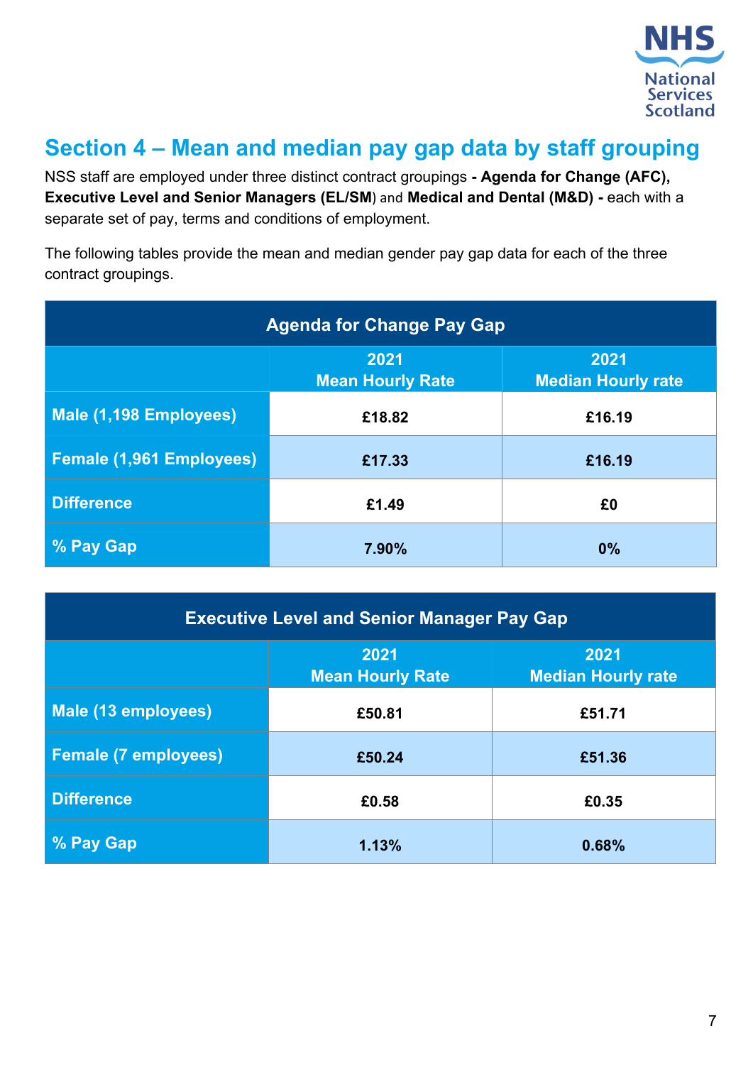## Section 4 – Mean and median pay gap data by staff grouping

NSS staff are employed under three distinct contract groupings **- Agenda for Change (AFC), Executive Level and Senior Managers (EL/SM)** and **Medical and Dental (M&D) -** each with a separate set of pay, terms and conditions of employment.

The following tables provide the mean and median gender pay gap data for each of the three contract groupings.

| Agenda for Change Pay Gap | | |
|---|---|---|
| | 2021 Mean Hourly Rate | 2021 Median Hourly rate |
| Male (1,198 Employees) | £18.82 | £16.19 |
| Female (1,961 Employees) | £17.33 | £16.19 |
| Difference | £1.49 | £0 |
| % Pay Gap | 7.90% | 0% |

| Executive Level and Senior Manager Pay Gap | | |
|---|---|---|
| | 2021 Mean Hourly Rate | 2021 Median Hourly rate |
| Male (13 employees) | £50.81 | £51.71 |
| Female (7 employees) | £50.24 | £51.36 |
| Difference | £0.58 | £0.35 |
| % Pay Gap | 1.13% | 0.68% |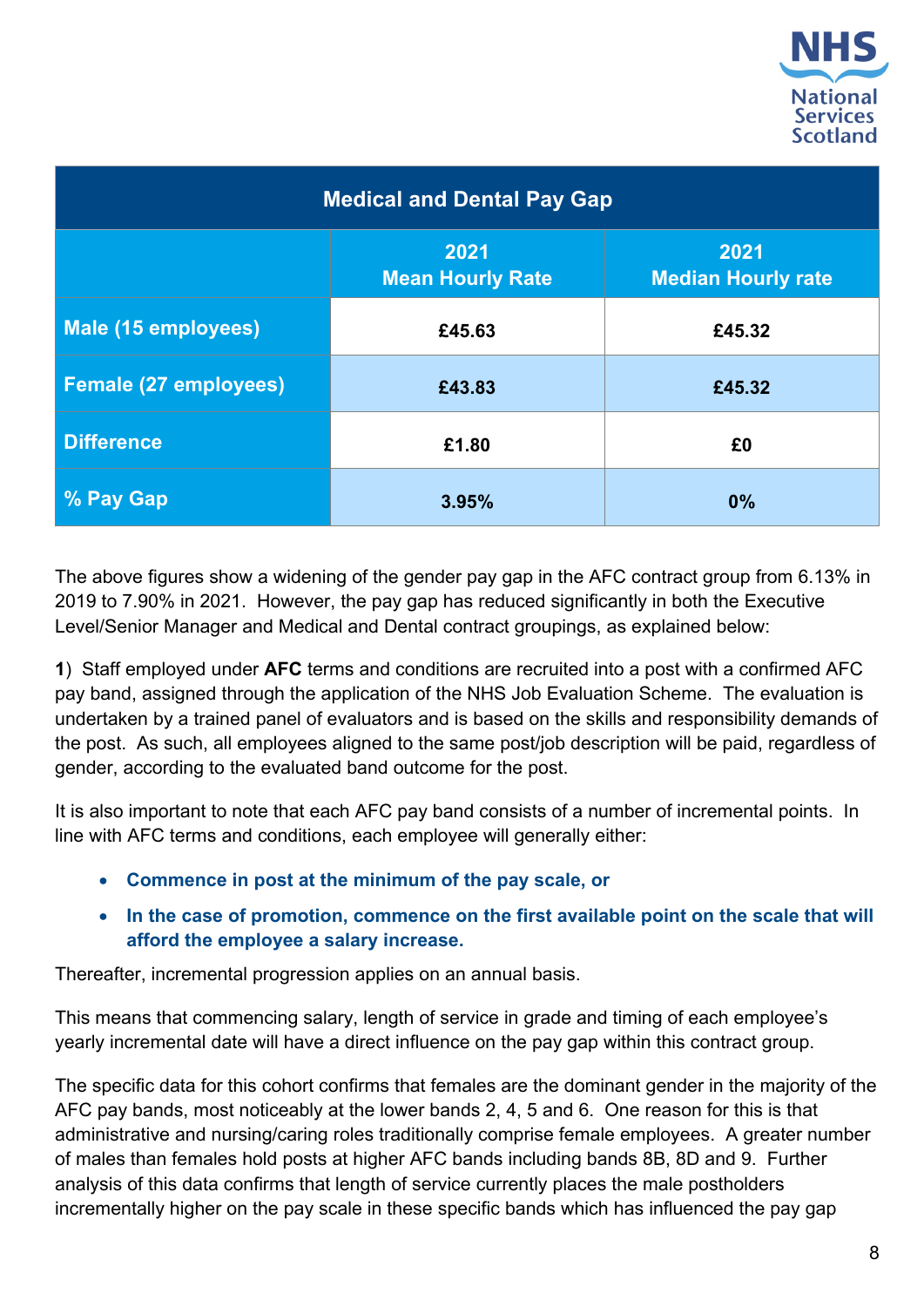| Medical and Dental Pay Gap | | |
|---|---|---|
| | 2021 Mean Hourly Rate | 2021 Median Hourly rate |
| Male (15 employees) | £45.63 | £45.32 |
| Female (27 employees) | £43.83 | £45.32 |
| Difference | £1.80 | £0 |
| % Pay Gap | 3.95% | 0% |

The above figures show a widening of the gender pay gap in the AFC contract group from 6.13% in 2019 to 7.90% in 2021. However, the pay gap has reduced significantly in both the Executive Level/Senior Manager and Medical and Dental contract groupings, as explained below:

**1**) Staff employed under **AFC** terms and conditions are recruited into a post with a confirmed AFC pay band, assigned through the application of the NHS Job Evaluation Scheme. The evaluation is undertaken by a trained panel of evaluators and is based on the skills and responsibility demands of the post. As such, all employees aligned to the same post/job description will be paid, regardless of gender, according to the evaluated band outcome for the post.

It is also important to note that each AFC pay band consists of a number of incremental points. In line with AFC terms and conditions, each employee will generally either:

- **Commence in post at the minimum of the pay scale, or**
- **In the case of promotion, commence on the first available point on the scale that will afford the employee a salary increase.**

Thereafter, incremental progression applies on an annual basis.

This means that commencing salary, length of service in grade and timing of each employee's yearly incremental date will have a direct influence on the pay gap within this contract group.

The specific data for this cohort confirms that females are the dominant gender in the majority of the AFC pay bands, most noticeably at the lower bands 2, 4, 5 and 6. One reason for this is that administrative and nursing/caring roles traditionally comprise female employees. A greater number of males than females hold posts at higher AFC bands including bands 8B, 8D and 9. Further analysis of this data confirms that length of service currently places the male postholders incrementally higher on the pay scale in these specific bands which has influenced the pay gap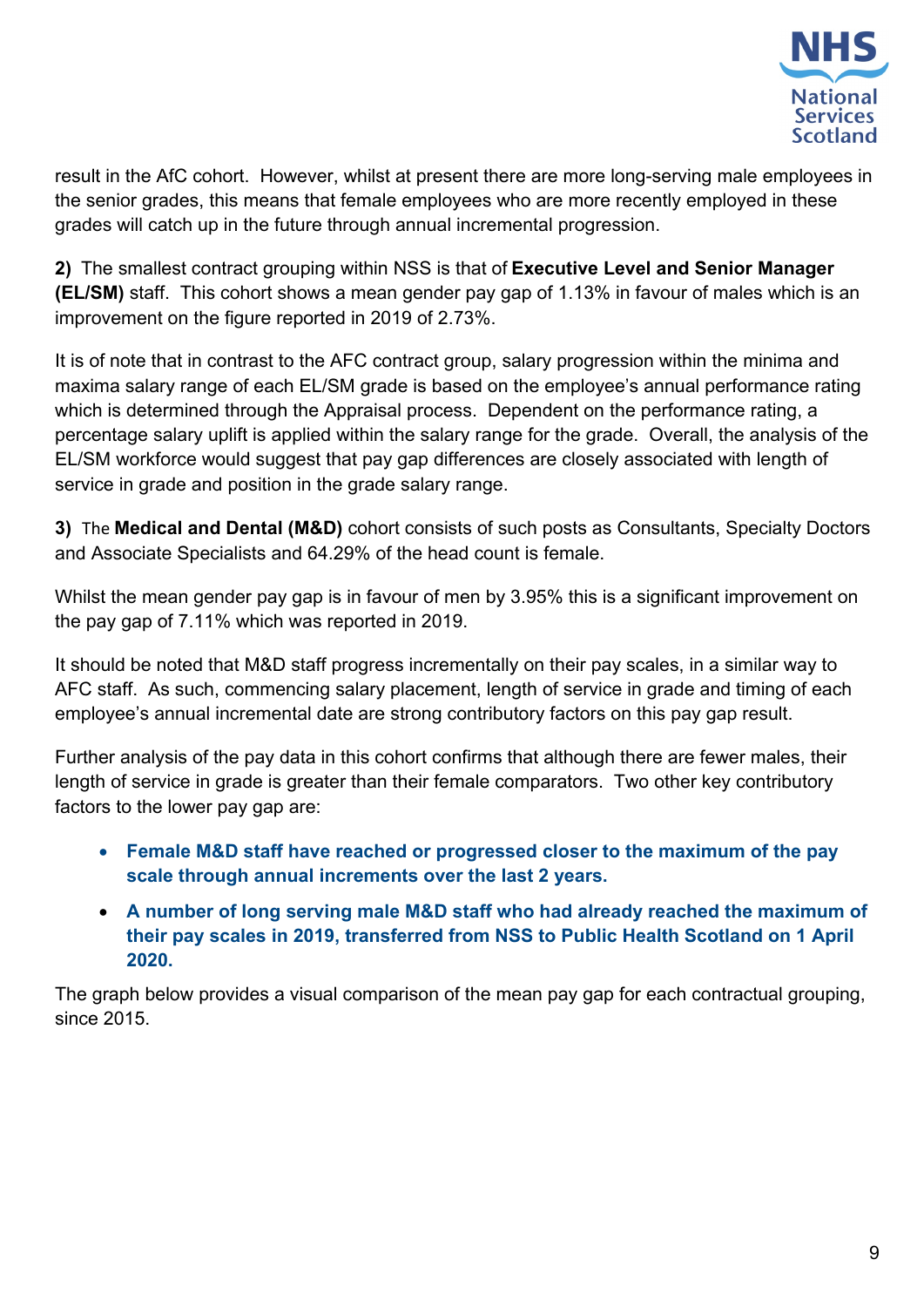result in the AfC cohort. However, whilst at present there are more long-serving male employees in the senior grades, this means that female employees who are more recently employed in these grades will catch up in the future through annual incremental progression.

**2)** The smallest contract grouping within NSS is that of **Executive Level and Senior Manager (EL/SM)** staff. This cohort shows a mean gender pay gap of 1.13% in favour of males which is an improvement on the figure reported in 2019 of 2.73%.

It is of note that in contrast to the AFC contract group, salary progression within the minima and maxima salary range of each EL/SM grade is based on the employee's annual performance rating which is determined through the Appraisal process. Dependent on the performance rating, a percentage salary uplift is applied within the salary range for the grade. Overall, the analysis of the EL/SM workforce would suggest that pay gap differences are closely associated with length of service in grade and position in the grade salary range.

**3)** The **Medical and Dental (M&D)** cohort consists of such posts as Consultants, Specialty Doctors and Associate Specialists and 64.29% of the head count is female.

Whilst the mean gender pay gap is in favour of men by 3.95% this is a significant improvement on the pay gap of 7.11% which was reported in 2019.

It should be noted that M&D staff progress incrementally on their pay scales, in a similar way to AFC staff. As such, commencing salary placement, length of service in grade and timing of each employee's annual incremental date are strong contributory factors on this pay gap result.

Further analysis of the pay data in this cohort confirms that although there are fewer males, their length of service in grade is greater than their female comparators. Two other key contributory factors to the lower pay gap are:

- **Female M&D staff have reached or progressed closer to the maximum of the pay scale through annual increments over the last 2 years.**
- **A number of long serving male M&D staff who had already reached the maximum of their pay scales in 2019, transferred from NSS to Public Health Scotland on 1 April 2020.**

The graph below provides a visual comparison of the mean pay gap for each contractual grouping, since 2015.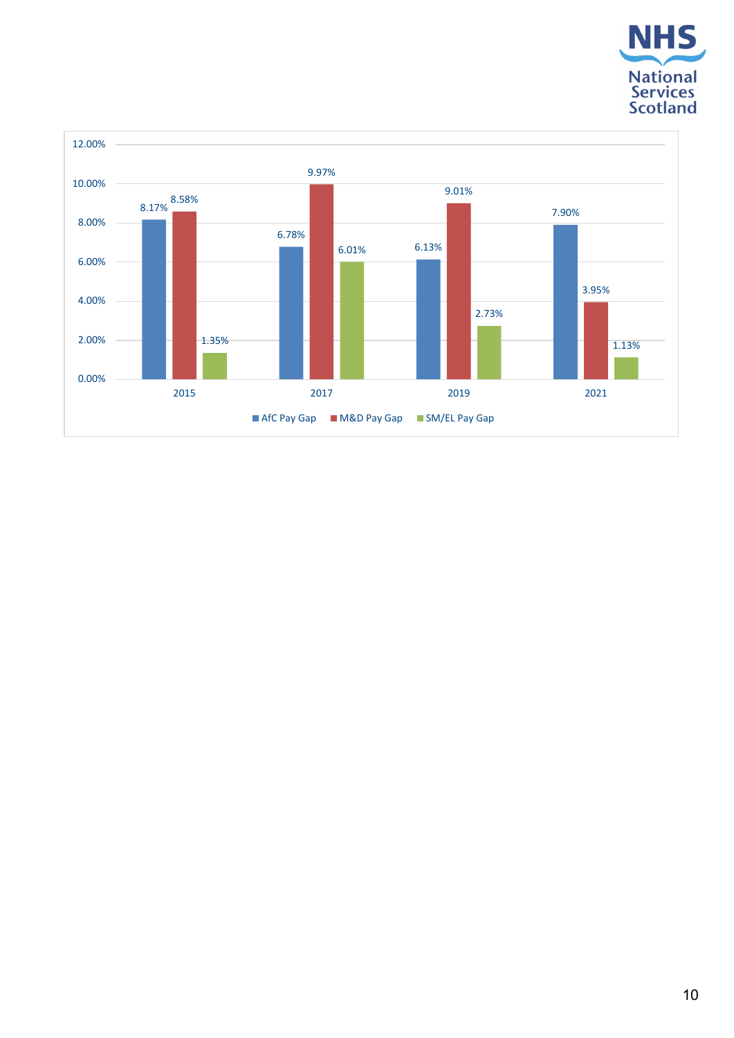| Year | AfC Pay Gap | M&D Pay Gap | SM/EL Pay Gap |
|---|---|---|---|
| 2015 | 8.17% | 8.58% | 1.35% |
| 2017 | 6.78% | 9.97% | 6.01% |
| 2019 | 6.13% | 9.01% | 2.73% |
| 2021 | 7.90% | 3.95% | 1.13% |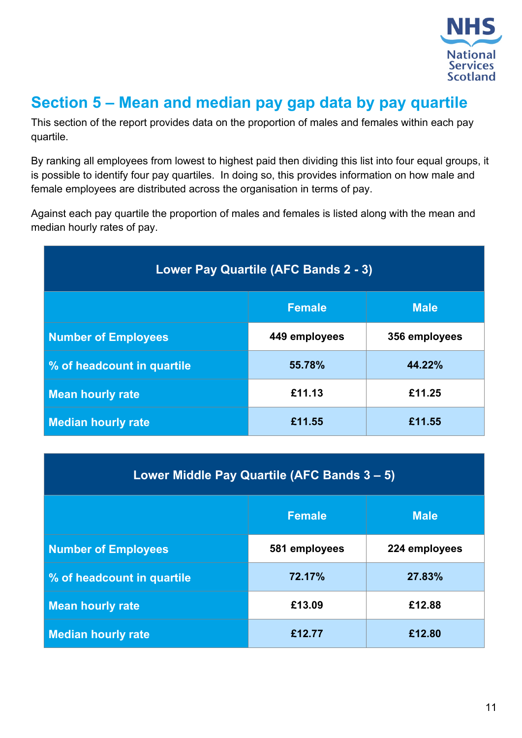## Section 5 – Mean and median pay gap data by pay quartile

This section of the report provides data on the proportion of males and females within each pay quartile.

By ranking all employees from lowest to highest paid then dividing this list into four equal groups, it is possible to identify four pay quartiles. In doing so, this provides information on how male and female employees are distributed across the organisation in terms of pay.

Against each pay quartile the proportion of males and females is listed along with the mean and median hourly rates of pay.

| Lower Pay Quartile (AFC Bands 2 - 3) | | |
|---|---|---|
| | **Female** | **Male** |
| **Number of Employees** | **449 employees** | **356 employees** |
| **% of headcount in quartile** | **55.78%** | **44.22%** |
| **Mean hourly rate** | **£11.13** | **£11.25** |
| **Median hourly rate** | **£11.55** | **£11.55** |

| Lower Middle Pay Quartile (AFC Bands 3 – 5) | | |
|---|---|---|
| | **Female** | **Male** |
| **Number of Employees** | **581 employees** | **224 employees** |
| **% of headcount in quartile** | **72.17%** | **27.83%** |
| **Mean hourly rate** | **£13.09** | **£12.88** |
| **Median hourly rate** | **£12.77** | **£12.80** |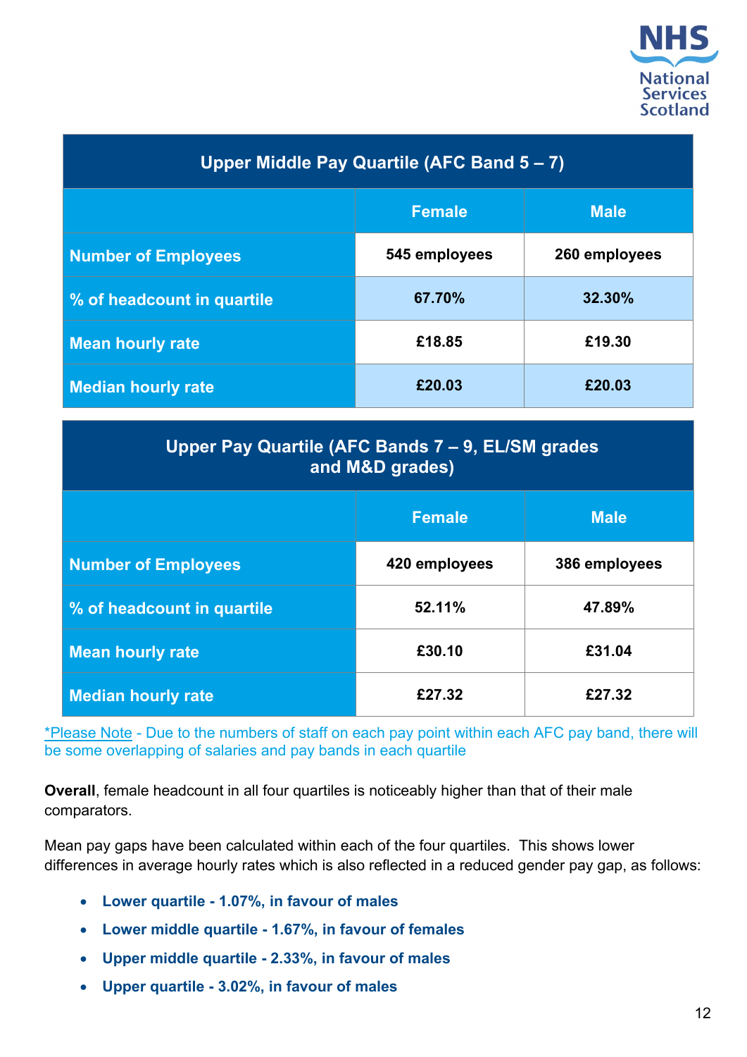| Upper Middle Pay Quartile (AFC Band 5 – 7) | | |
|---|---|---|
| | **Female** | **Male** |
| **Number of Employees** | **545 employees** | **260 employees** |
| **% of headcount in quartile** | **67.70%** | **32.30%** |
| **Mean hourly rate** | **£18.85** | **£19.30** |
| **Median hourly rate** | **£20.03** | **£20.03** |

| Upper Pay Quartile (AFC Bands 7 – 9, EL/SM grades and M&D grades) | | |
|---|---|---|
| | **Female** | **Male** |
| **Number of Employees** | **420 employees** | **386 employees** |
| **% of headcount in quartile** | **52.11%** | **47.89%** |
| **Mean hourly rate** | **£30.10** | **£31.04** |
| **Median hourly rate** | **£27.32** | **£27.32** |

*Please Note - Due to the numbers of staff on each pay point within each AFC pay band, there will be some overlapping of salaries and pay bands in each quartile

**Overall**, female headcount in all four quartiles is noticeably higher than that of their male comparators.

Mean pay gaps have been calculated within each of the four quartiles. This shows lower differences in average hourly rates which is also reflected in a reduced gender pay gap, as follows:

- **Lower quartile - 1.07%, in favour of males**
- **Lower middle quartile - 1.67%, in favour of females**
- **Upper middle quartile - 2.33%, in favour of males**
- **Upper quartile - 3.02%, in favour of males**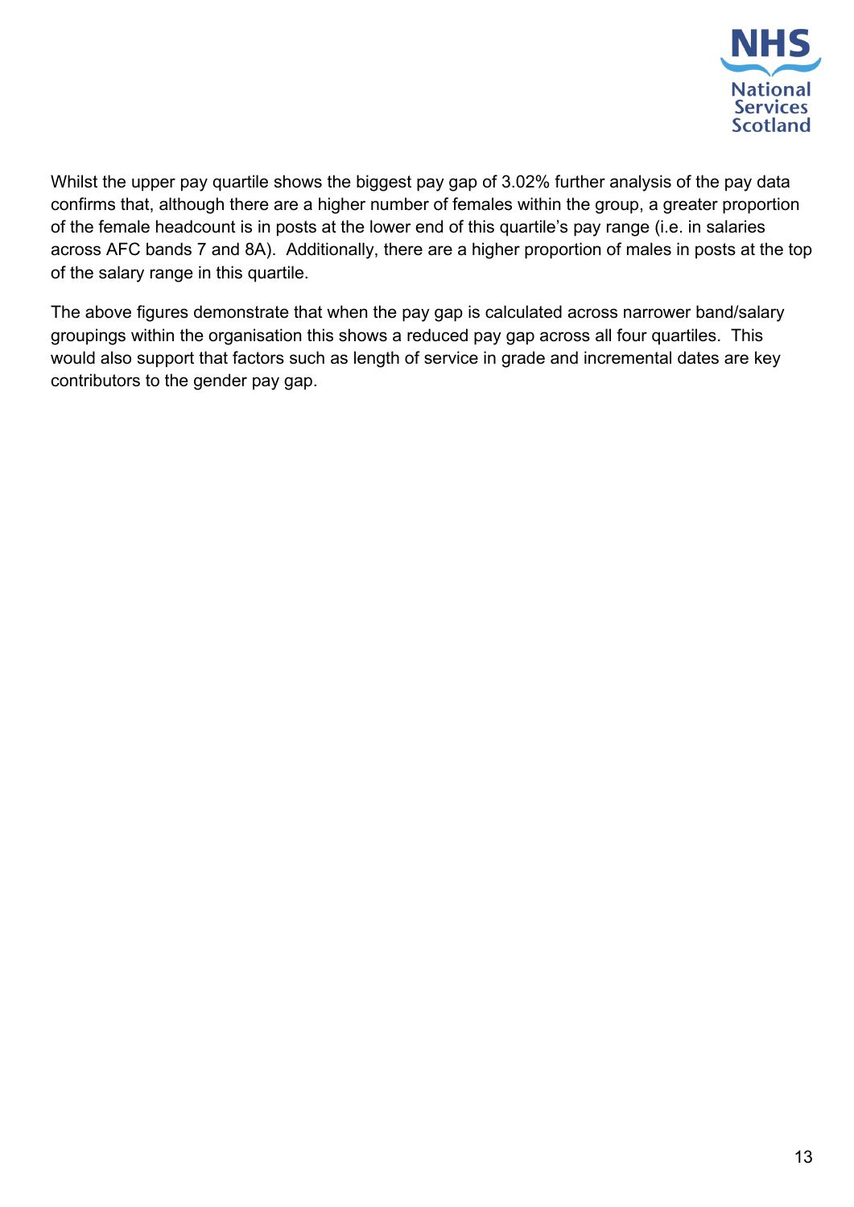Whilst the upper pay quartile shows the biggest pay gap of 3.02% further analysis of the pay data confirms that, although there are a higher number of females within the group, a greater proportion of the female headcount is in posts at the lower end of this quartile's pay range (i.e. in salaries across AFC bands 7 and 8A). Additionally, there are a higher proportion of males in posts at the top of the salary range in this quartile.

The above figures demonstrate that when the pay gap is calculated across narrower band/salary groupings within the organisation this shows a reduced pay gap across all four quartiles. This would also support that factors such as length of service in grade and incremental dates are key contributors to the gender pay gap.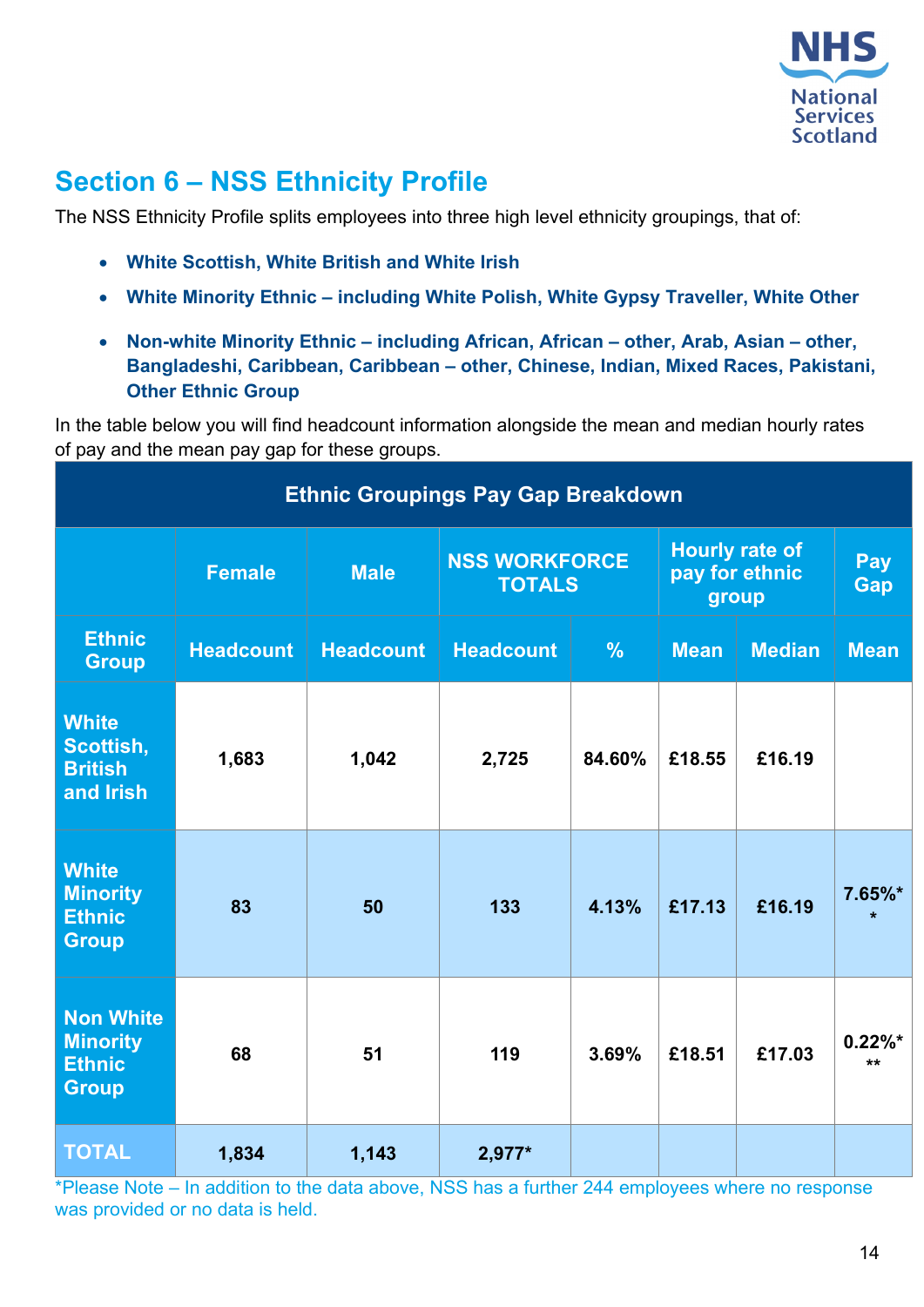# Section 6 – NSS Ethnicity Profile

The NSS Ethnicity Profile splits employees into three high level ethnicity groupings, that of:

- **White Scottish, White British and White Irish**
- **White Minority Ethnic – including White Polish, White Gypsy Traveller, White Other**
- **Non-white Minority Ethnic – including African, African – other, Arab, Asian – other, Bangladeshi, Caribbean, Caribbean – other, Chinese, Indian, Mixed Races, Pakistani, Other Ethnic Group**

In the table below you will find headcount information alongside the mean and median hourly rates of pay and the mean pay gap for these groups.

| Ethnic Groupings Pay Gap Breakdown | | | | | | | |
|---|---|---|---|---|---|---|---|
| | Female | Male | NSS WORKFORCE TOTALS | | Hourly rate of pay for ethnic group | | Pay Gap |
| Ethnic Group | Headcount | Headcount | Headcount | % | Mean | Median | Mean |
| White Scottish, British and Irish | 1,683 | 1,042 | 2,725 | 84.60% | £18.55 | £16.19 | |
| White Minority Ethnic Group | 83 | 50 | 133 | 4.13% | £17.13 | £16.19 | 7.65%** |
| Non White Minority Ethnic Group | 68 | 51 | 119 | 3.69% | £18.51 | £17.03 | 0.22%*** |
| TOTAL | 1,834 | 1,143 | 2,977* | | | | |

*Please Note – In addition to the data above, NSS has a further 244 employees where no response was provided or no data is held.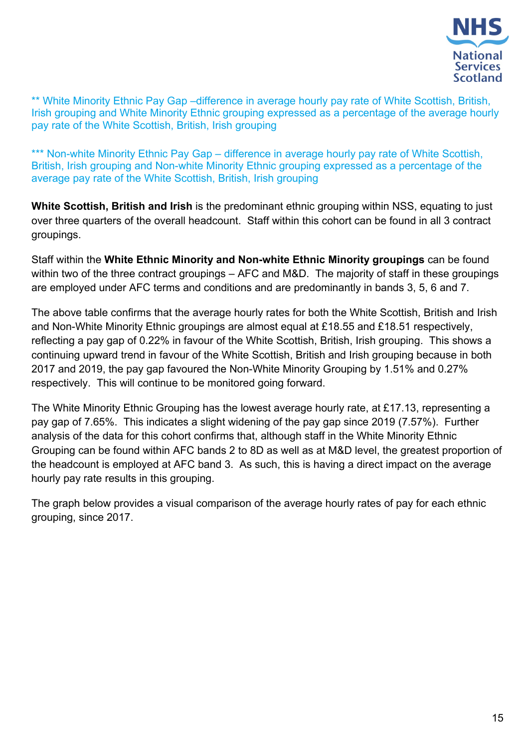** White Minority Ethnic Pay Gap –difference in average hourly pay rate of White Scottish, British, Irish grouping and White Minority Ethnic grouping expressed as a percentage of the average hourly pay rate of the White Scottish, British, Irish grouping

*** Non-white Minority Ethnic Pay Gap – difference in average hourly pay rate of White Scottish, British, Irish grouping and Non-white Minority Ethnic grouping expressed as a percentage of the average pay rate of the White Scottish, British, Irish grouping

**White Scottish, British and Irish** is the predominant ethnic grouping within NSS, equating to just over three quarters of the overall headcount. Staff within this cohort can be found in all 3 contract groupings.

Staff within the **White Ethnic Minority and Non-white Ethnic Minority groupings** can be found within two of the three contract groupings – AFC and M&D. The majority of staff in these groupings are employed under AFC terms and conditions and are predominantly in bands 3, 5, 6 and 7.

The above table confirms that the average hourly rates for both the White Scottish, British and Irish and Non-White Minority Ethnic groupings are almost equal at £18.55 and £18.51 respectively, reflecting a pay gap of 0.22% in favour of the White Scottish, British, Irish grouping. This shows a continuing upward trend in favour of the White Scottish, British and Irish grouping because in both 2017 and 2019, the pay gap favoured the Non-White Minority Grouping by 1.51% and 0.27% respectively. This will continue to be monitored going forward.

The White Minority Ethnic Grouping has the lowest average hourly rate, at £17.13, representing a pay gap of 7.65%. This indicates a slight widening of the pay gap since 2019 (7.57%). Further analysis of the data for this cohort confirms that, although staff in the White Minority Ethnic Grouping can be found within AFC bands 2 to 8D as well as at M&D level, the greatest proportion of the headcount is employed at AFC band 3. As such, this is having a direct impact on the average hourly pay rate results in this grouping.

The graph below provides a visual comparison of the average hourly rates of pay for each ethnic grouping, since 2017.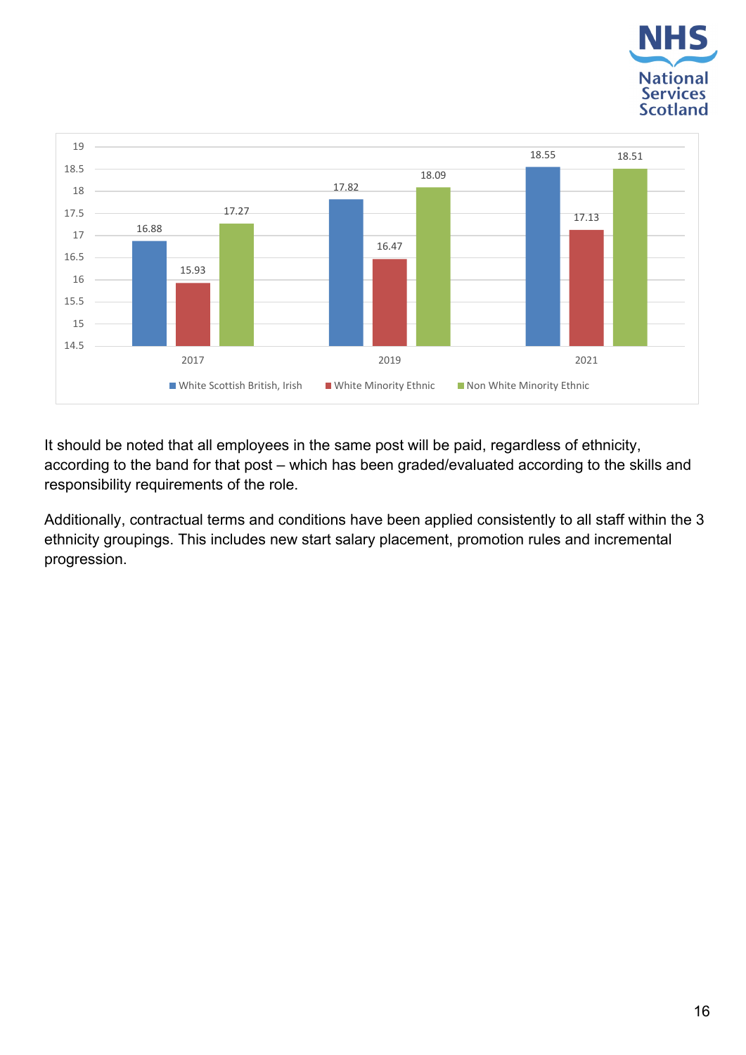| Year | White Scottish British, Irish | White Minority Ethnic | Non White Minority Ethnic |
|---|---|---|---|
| 2017 | 16.88 | 15.93 | 17.27 |
| 2019 | 17.82 | 16.47 | 18.09 |
| 2021 | 18.55 | 17.13 | 18.51 |

It should be noted that all employees in the same post will be paid, regardless of ethnicity, according to the band for that post – which has been graded/evaluated according to the skills and responsibility requirements of the role.

Additionally, contractual terms and conditions have been applied consistently to all staff within the 3 ethnicity groupings. This includes new start salary placement, promotion rules and incremental progression.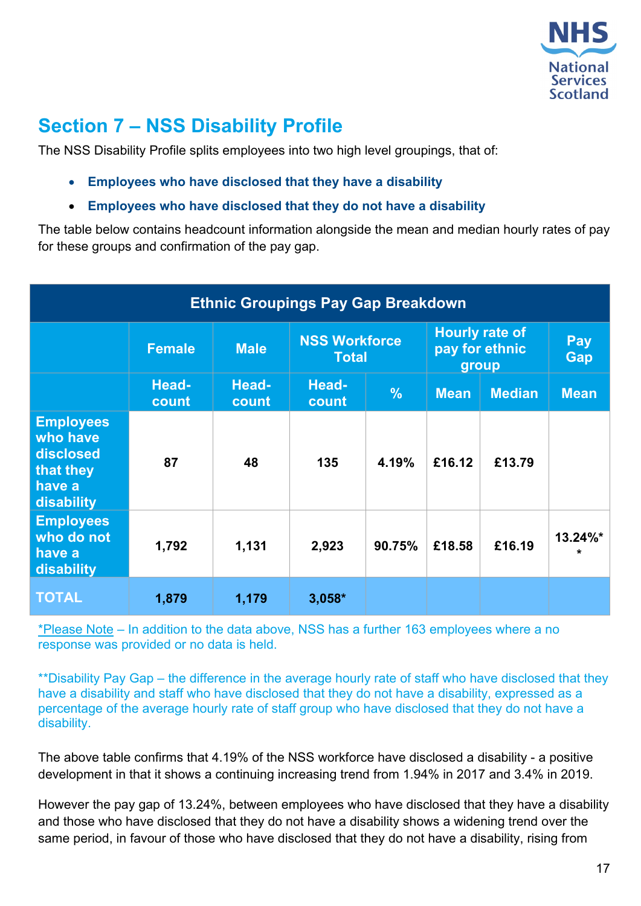## Section 7 – NSS Disability Profile

The NSS Disability Profile splits employees into two high level groupings, that of:

- **Employees who have disclosed that they have a disability**
- **Employees who have disclosed that they do not have a disability**

The table below contains headcount information alongside the mean and median hourly rates of pay for these groups and confirmation of the pay gap.

| Ethnic Groupings Pay Gap Breakdown | | | | | | | |
|---|---|---|---|---|---|---|---|
| | Female | Male | NSS Workforce Total | | Hourly rate of pay for ethnic group | | Pay Gap |
| | Head-count | Head-count | Head-count | % | Mean | Median | Mean |
| Employees who have disclosed that they have a disability | 87 | 48 | 135 | 4.19% | £16.12 | £13.79 | |
| Employees who do not have a disability | 1,792 | 1,131 | 2,923 | 90.75% | £18.58 | £16.19 | 13.24%** |
| TOTAL | 1,879 | 1,179 | 3,058* | | | | |

*Please Note – In addition to the data above, NSS has a further 163 employees where a no response was provided or no data is held.

**Disability Pay Gap – the difference in the average hourly rate of staff who have disclosed that they have a disability and staff who have disclosed that they do not have a disability, expressed as a percentage of the average hourly rate of staff group who have disclosed that they do not have a disability.

The above table confirms that 4.19% of the NSS workforce have disclosed a disability - a positive development in that it shows a continuing increasing trend from 1.94% in 2017 and 3.4% in 2019.

However the pay gap of 13.24%, between employees who have disclosed that they have a disability and those who have disclosed that they do not have a disability shows a widening trend over the same period, in favour of those who have disclosed that they do not have a disability, rising from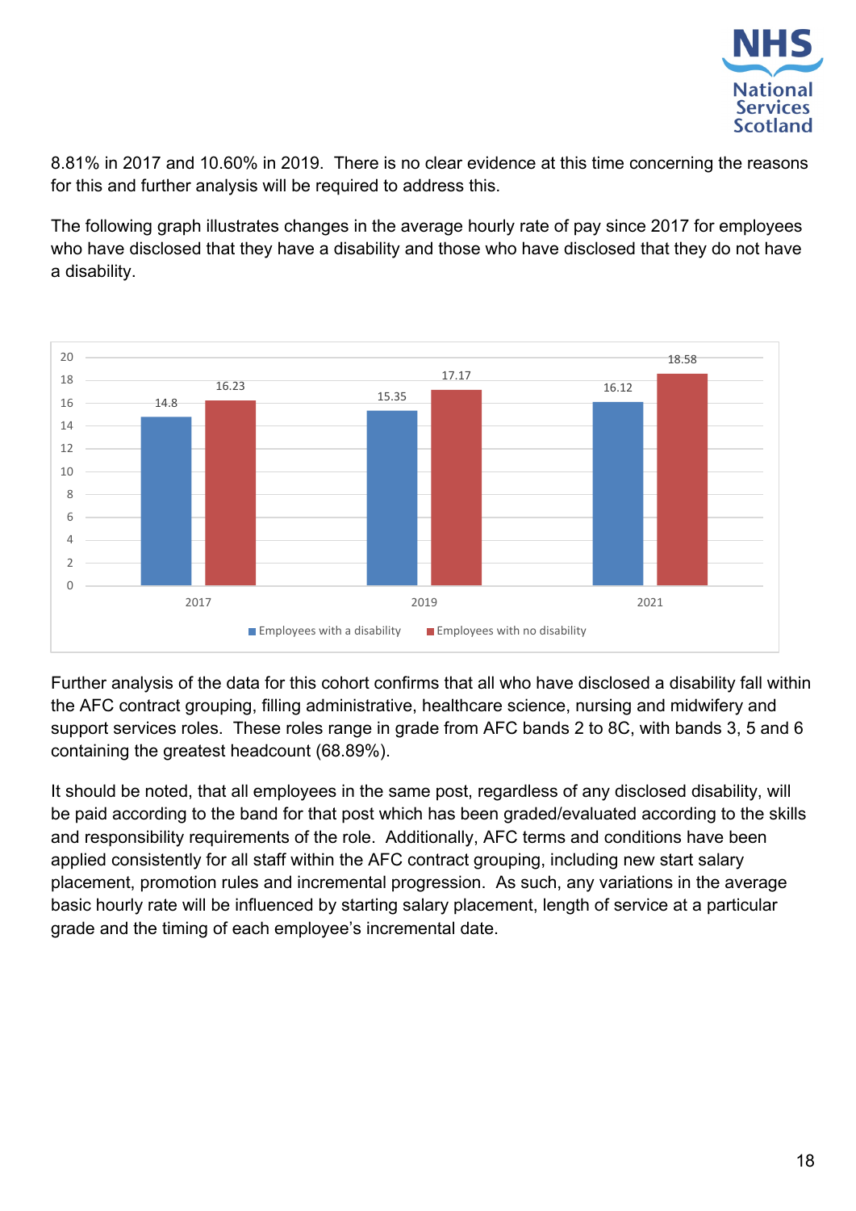8.81% in 2017 and 10.60% in 2019. There is no clear evidence at this time concerning the reasons for this and further analysis will be required to address this.

The following graph illustrates changes in the average hourly rate of pay since 2017 for employees who have disclosed that they have a disability and those who have disclosed that they do not have a disability.

| Year | Employees with a disability | Employees with no disability |
|---|---|---|
| 2017 | 14.8 | 16.23 |
| 2019 | 15.35 | 17.17 |
| 2021 | 16.12 | 18.58 |

Further analysis of the data for this cohort confirms that all who have disclosed a disability fall within the AFC contract grouping, filling administrative, healthcare science, nursing and midwifery and support services roles. These roles range in grade from AFC bands 2 to 8C, with bands 3, 5 and 6 containing the greatest headcount (68.89%).

It should be noted, that all employees in the same post, regardless of any disclosed disability, will be paid according to the band for that post which has been graded/evaluated according to the skills and responsibility requirements of the role. Additionally, AFC terms and conditions have been applied consistently for all staff within the AFC contract grouping, including new start salary placement, promotion rules and incremental progression. As such, any variations in the average basic hourly rate will be influenced by starting salary placement, length of service at a particular grade and the timing of each employee's incremental date.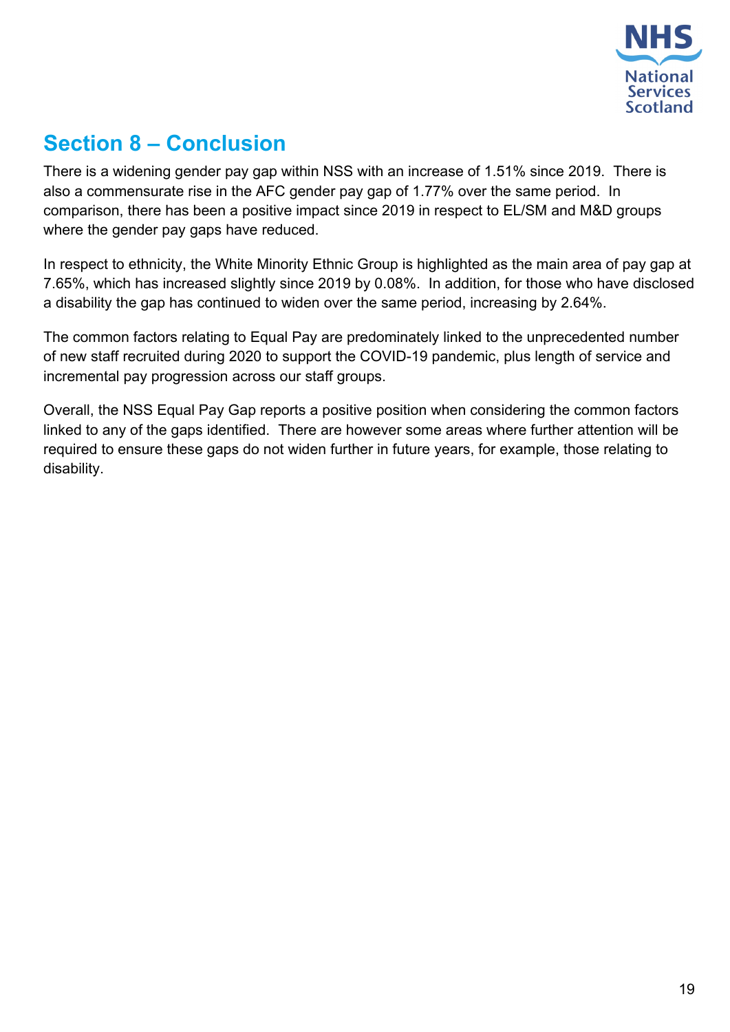## Section 8 – Conclusion

There is a widening gender pay gap within NSS with an increase of 1.51% since 2019. There is also a commensurate rise in the AFC gender pay gap of 1.77% over the same period. In comparison, there has been a positive impact since 2019 in respect to EL/SM and M&D groups where the gender pay gaps have reduced.

In respect to ethnicity, the White Minority Ethnic Group is highlighted as the main area of pay gap at 7.65%, which has increased slightly since 2019 by 0.08%. In addition, for those who have disclosed a disability the gap has continued to widen over the same period, increasing by 2.64%.

The common factors relating to Equal Pay are predominately linked to the unprecedented number of new staff recruited during 2020 to support the COVID-19 pandemic, plus length of service and incremental pay progression across our staff groups.

Overall, the NSS Equal Pay Gap reports a positive position when considering the common factors linked to any of the gaps identified. There are however some areas where further attention will be required to ensure these gaps do not widen further in future years, for example, those relating to disability.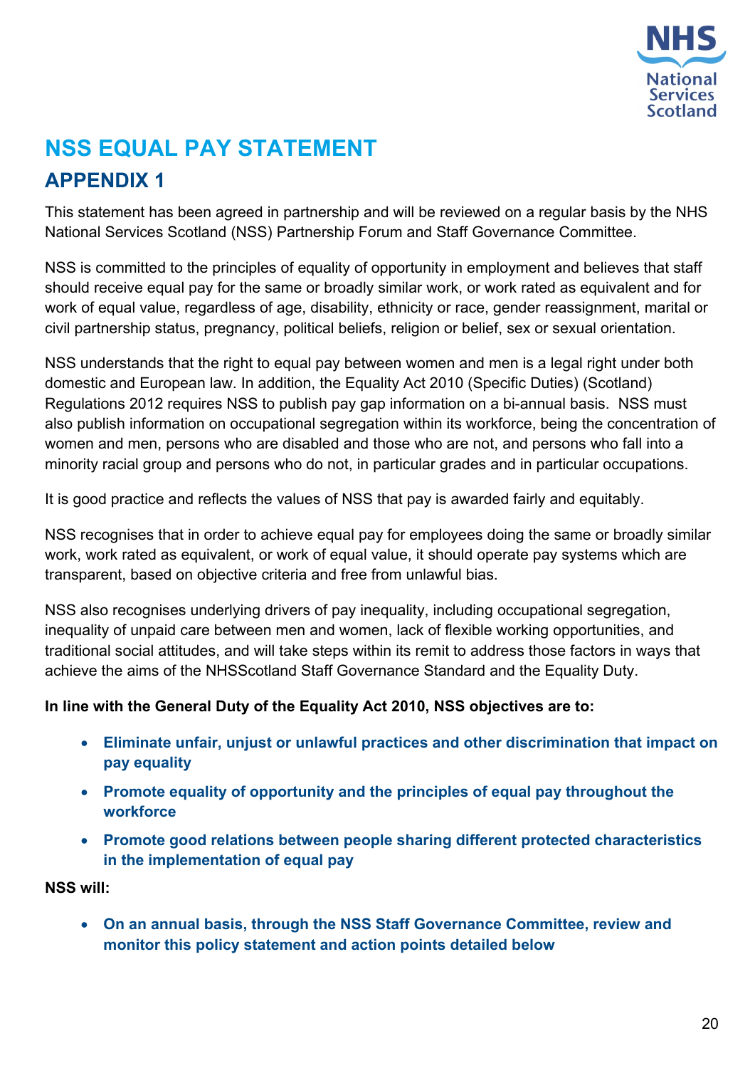# NSS EQUAL PAY STATEMENT

## APPENDIX 1

This statement has been agreed in partnership and will be reviewed on a regular basis by the NHS National Services Scotland (NSS) Partnership Forum and Staff Governance Committee.

NSS is committed to the principles of equality of opportunity in employment and believes that staff should receive equal pay for the same or broadly similar work, or work rated as equivalent and for work of equal value, regardless of age, disability, ethnicity or race, gender reassignment, marital or civil partnership status, pregnancy, political beliefs, religion or belief, sex or sexual orientation.

NSS understands that the right to equal pay between women and men is a legal right under both domestic and European law. In addition, the Equality Act 2010 (Specific Duties) (Scotland) Regulations 2012 requires NSS to publish pay gap information on a bi-annual basis. NSS must also publish information on occupational segregation within its workforce, being the concentration of women and men, persons who are disabled and those who are not, and persons who fall into a minority racial group and persons who do not, in particular grades and in particular occupations.

It is good practice and reflects the values of NSS that pay is awarded fairly and equitably.

NSS recognises that in order to achieve equal pay for employees doing the same or broadly similar work, work rated as equivalent, or work of equal value, it should operate pay systems which are transparent, based on objective criteria and free from unlawful bias.

NSS also recognises underlying drivers of pay inequality, including occupational segregation, inequality of unpaid care between men and women, lack of flexible working opportunities, and traditional social attitudes, and will take steps within its remit to address those factors in ways that achieve the aims of the NHSScotland Staff Governance Standard and the Equality Duty.

**In line with the General Duty of the Equality Act 2010, NSS objectives are to:**

- **Eliminate unfair, unjust or unlawful practices and other discrimination that impact on pay equality**
- **Promote equality of opportunity and the principles of equal pay throughout the workforce**
- **Promote good relations between people sharing different protected characteristics in the implementation of equal pay**

**NSS will:**

- **On an annual basis, through the NSS Staff Governance Committee, review and monitor this policy statement and action points detailed below**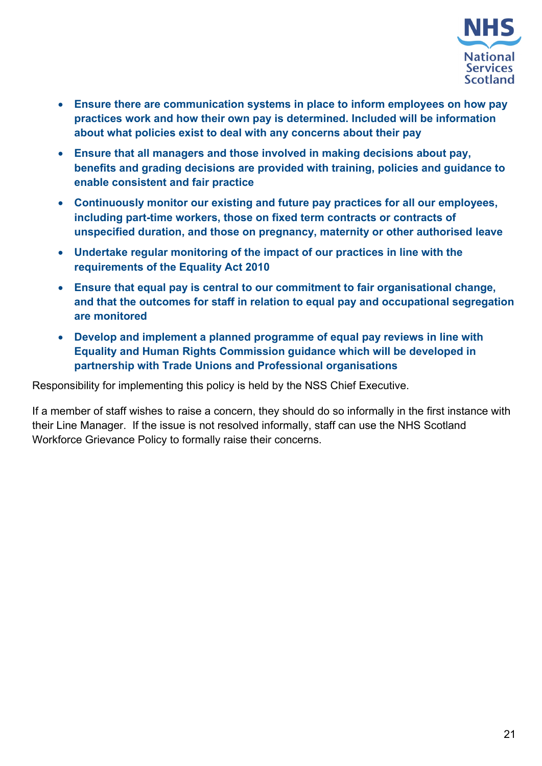- **Ensure there are communication systems in place to inform employees on how pay practices work and how their own pay is determined. Included will be information about what policies exist to deal with any concerns about their pay**
- **Ensure that all managers and those involved in making decisions about pay, benefits and grading decisions are provided with training, policies and guidance to enable consistent and fair practice**
- **Continuously monitor our existing and future pay practices for all our employees, including part-time workers, those on fixed term contracts or contracts of unspecified duration, and those on pregnancy, maternity or other authorised leave**
- **Undertake regular monitoring of the impact of our practices in line with the requirements of the Equality Act 2010**
- **Ensure that equal pay is central to our commitment to fair organisational change, and that the outcomes for staff in relation to equal pay and occupational segregation are monitored**
- **Develop and implement a planned programme of equal pay reviews in line with Equality and Human Rights Commission guidance which will be developed in partnership with Trade Unions and Professional organisations**

Responsibility for implementing this policy is held by the NSS Chief Executive.

If a member of staff wishes to raise a concern, they should do so informally in the first instance with their Line Manager. If the issue is not resolved informally, staff can use the NHS Scotland Workforce Grievance Policy to formally raise their concerns.